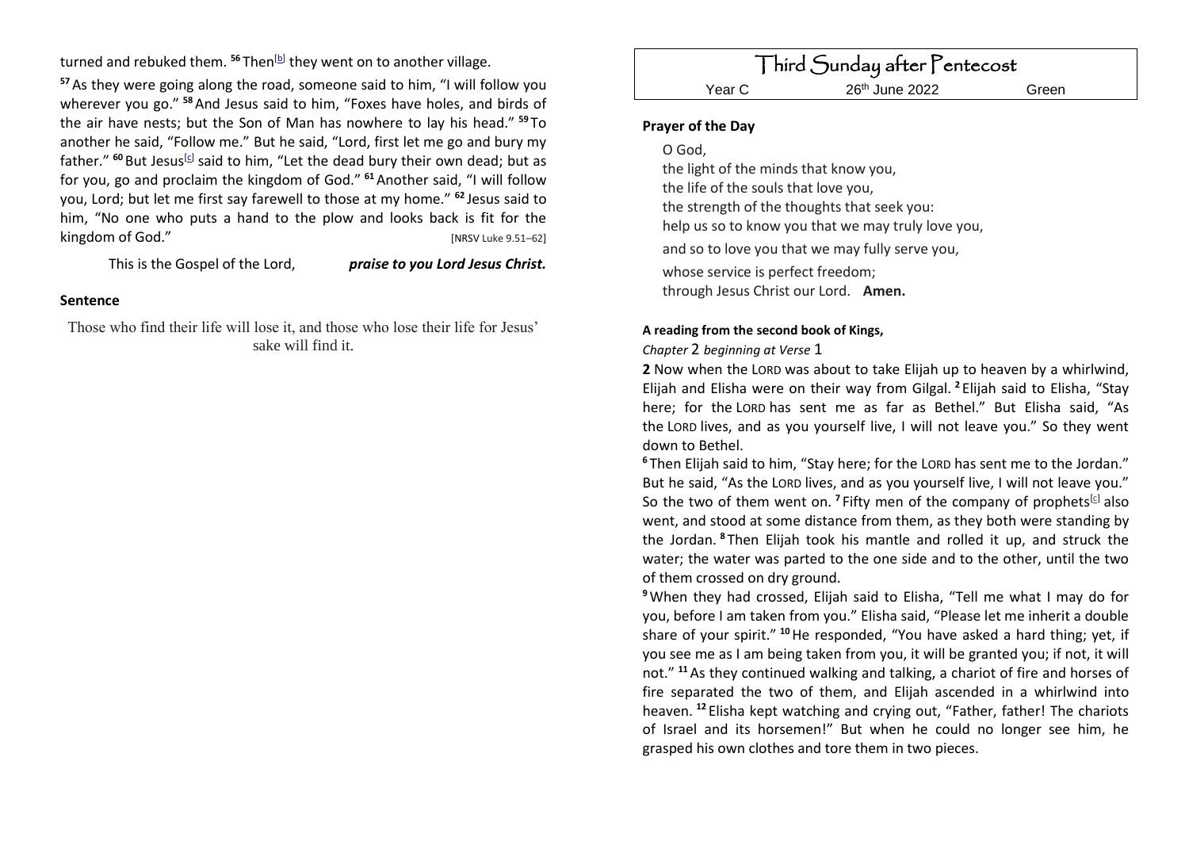turned and rebuked them. **56** Then[b] they went on to another village.

**57** As they were going along the road, someone said to him, "I will follow you wherever you go." **58** And Jesus said to him, "Foxes have holes, and birds of the air have nests; but the Son of Man has nowhere to lay his head." **59** To another he said, "Follow me." But he said, "Lord, first let me go and bury my father." **60** But Jesus[c] said to him, "Let the dead bury their own dead; but as for you, go and proclaim the kingdom of God." **61** Another said, "I will follow you, Lord; but let me first say farewell to those at my home." **62** Jesus said to him, "No one who puts a hand to the plow and looks back is fit for the kingdom of God." [NRSV Luke 9.51–62]

This is the Gospel of the Lord, ***praise to you Lord Jesus Christ.***

**Sentence**

Those who find their life will lose it, and those who lose their life for Jesus' sake will find it.

# Third Sunday after Pentecost

Year C | 26th June 2022 | Green

**Prayer of the Day**

O God,
the light of the minds that know you,
the life of the souls that love you,
the strength of the thoughts that seek you:
help us so to know you that we may truly love you,
and so to love you that we may fully serve you,
whose service is perfect freedom;
through Jesus Christ our Lord. **Amen.**

**A reading from the second book of Kings,**

*Chapter* 2 *beginning at Verse* 1

**2** Now when the LORD was about to take Elijah up to heaven by a whirlwind, Elijah and Elisha were on their way from Gilgal. **2** Elijah said to Elisha, "Stay here; for the LORD has sent me as far as Bethel." But Elisha said, "As the LORD lives, and as you yourself live, I will not leave you." So they went down to Bethel.

**6** Then Elijah said to him, "Stay here; for the LORD has sent me to the Jordan." But he said, "As the LORD lives, and as you yourself live, I will not leave you." So the two of them went on. **7** Fifty men of the company of prophets[c] also went, and stood at some distance from them, as they both were standing by the Jordan. **8** Then Elijah took his mantle and rolled it up, and struck the water; the water was parted to the one side and to the other, until the two of them crossed on dry ground.

**9** When they had crossed, Elijah said to Elisha, "Tell me what I may do for you, before I am taken from you." Elisha said, "Please let me inherit a double share of your spirit." **10** He responded, "You have asked a hard thing; yet, if you see me as I am being taken from you, it will be granted you; if not, it will not." **11** As they continued walking and talking, a chariot of fire and horses of fire separated the two of them, and Elijah ascended in a whirlwind into heaven. **12** Elisha kept watching and crying out, "Father, father! The chariots of Israel and its horsemen!" But when he could no longer see him, he grasped his own clothes and tore them in two pieces.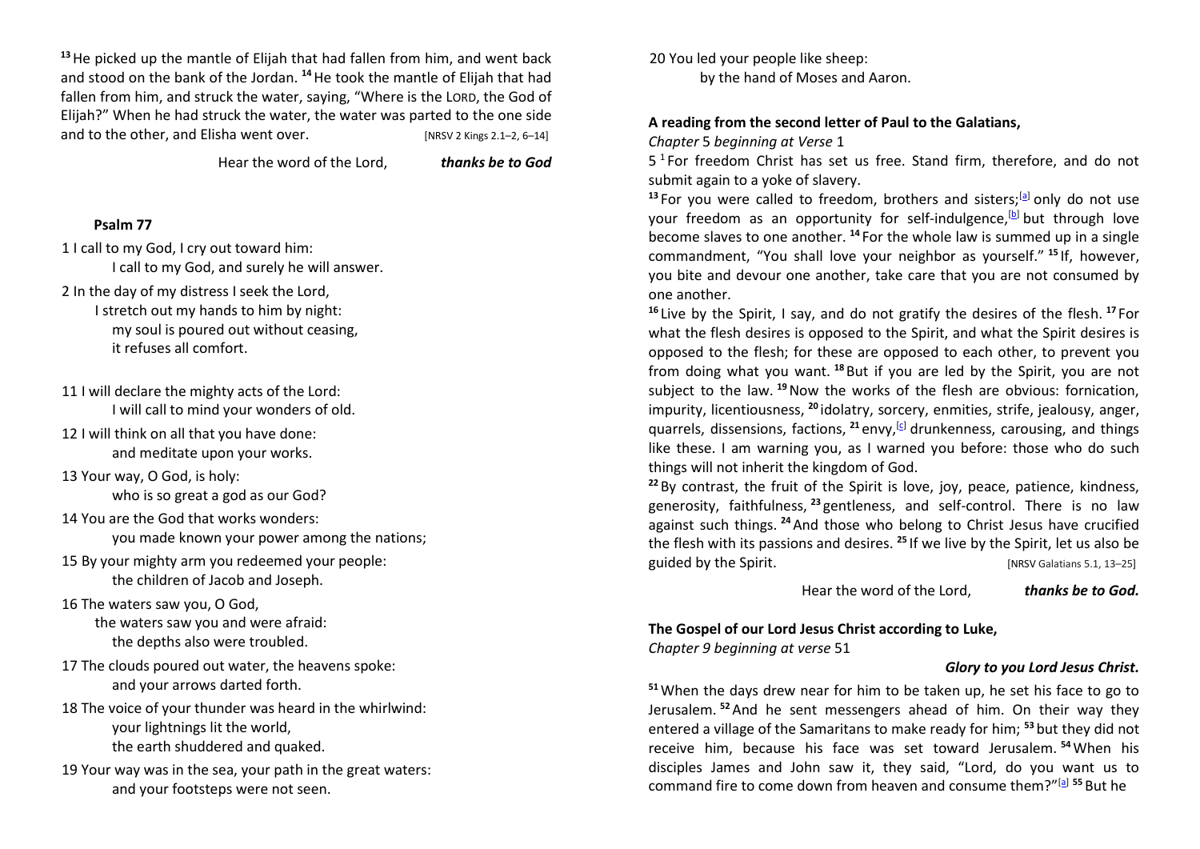[13] He picked up the mantle of Elijah that had fallen from him, and went back and stood on the bank of the Jordan. [14] He took the mantle of Elijah that had fallen from him, and struck the water, saying, "Where is the LORD, the God of Elijah?" When he had struck the water, the water was parted to the one side and to the other, and Elisha went over. [NRSV 2 Kings 2.1–2, 6–14]

Hear the word of the Lord, ***thanks be to God***

**Psalm 77**

1 I call to my God, I cry out toward him:
I call to my God, and surely he will answer.

2 In the day of my distress I seek the Lord,
I stretch out my hands to him by night:
my soul is poured out without ceasing,
it refuses all comfort.

11 I will declare the mighty acts of the Lord:
I will call to mind your wonders of old.

12 I will think on all that you have done:
and meditate upon your works.

13 Your way, O God, is holy:
who is so great a god as our God?

14 You are the God that works wonders:
you made known your power among the nations;

15 By your mighty arm you redeemed your people:
the children of Jacob and Joseph.

16 The waters saw you, O God,
the waters saw you and were afraid:
the depths also were troubled.

17 The clouds poured out water, the heavens spoke:
and your arrows darted forth.

18 The voice of your thunder was heard in the whirlwind:
your lightnings lit the world,
the earth shuddered and quaked.

19 Your way was in the sea, your path in the great waters:
and your footsteps were not seen.

20 You led your people like sheep:
by the hand of Moses and Aaron.

**A reading from the second letter of Paul to the Galatians,**
*Chapter* 5 *beginning at Verse* 1

5 [1] For freedom Christ has set us free. Stand firm, therefore, and do not submit again to a yoke of slavery.
[13] For you were called to freedom, brothers and sisters;[a] only do not use your freedom as an opportunity for self-indulgence,[b] but through love become slaves to one another. [14] For the whole law is summed up in a single commandment, "You shall love your neighbor as yourself." [15] If, however, you bite and devour one another, take care that you are not consumed by one another.
[16] Live by the Spirit, I say, and do not gratify the desires of the flesh. [17] For what the flesh desires is opposed to the Spirit, and what the Spirit desires is opposed to the flesh; for these are opposed to each other, to prevent you from doing what you want. [18] But if you are led by the Spirit, you are not subject to the law. [19] Now the works of the flesh are obvious: fornication, impurity, licentiousness, [20] idolatry, sorcery, enmities, strife, jealousy, anger, quarrels, dissensions, factions, [21] envy,[c] drunkenness, carousing, and things like these. I am warning you, as I warned you before: those who do such things will not inherit the kingdom of God.
[22] By contrast, the fruit of the Spirit is love, joy, peace, patience, kindness, generosity, faithfulness, [23] gentleness, and self-control. There is no law against such things. [24] And those who belong to Christ Jesus have crucified the flesh with its passions and desires. [25] If we live by the Spirit, let us also be guided by the Spirit. [NRSV Galatians 5.1, 13–25]

Hear the word of the Lord, ***thanks be to God.***

**The Gospel of our Lord Jesus Christ according to Luke,**
*Chapter 9 beginning at verse* 51

***Glory to you Lord Jesus Christ.***

[51] When the days drew near for him to be taken up, he set his face to go to Jerusalem. [52] And he sent messengers ahead of him. On their way they entered a village of the Samaritans to make ready for him; [53] but they did not receive him, because his face was set toward Jerusalem. [54] When his disciples James and John saw it, they said, "Lord, do you want us to command fire to come down from heaven and consume them?"[a] [55] But he